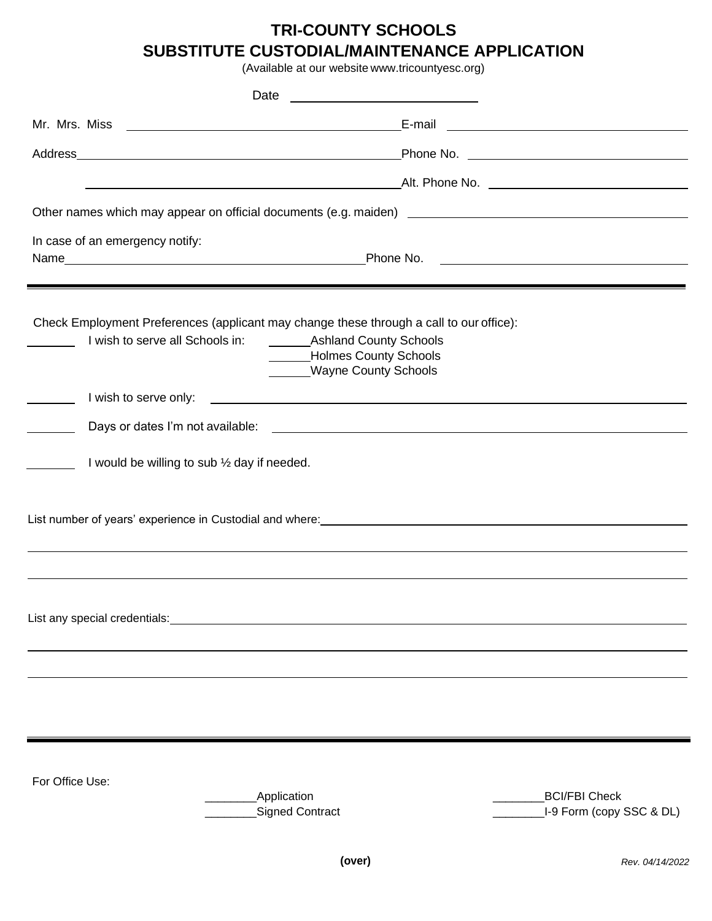# TRI-COUNTY SCHOOLS
## SUBSTITUTE CUSTODIAL/MAINTENANCE APPLICATION

(Available at our website www.tricountyesc.org)

Date ____________________________

Mr. Mrs. Miss ________________________________________ E-mail ________________________________

Address ______________________________________________ Phone No. ____________________________

______________________________________________ Alt. Phone No. ____________________________

Other names which may appear on official documents (e.g. maiden) ________________________________

In case of an emergency notify:
Name ____________________________________________ Phone No. ________________________________

---

Check Employment Preferences (applicant may change these through a call to our office):

_______ I wish to serve all Schools in: ______Ashland County Schools
______Holmes County Schools
______Wayne County Schools

_______ I wish to serve only: ____________________________________________________________

_______ Days or dates I'm not available: __________________________________________________

_______ I would be willing to sub ½ day if needed.

List number of years' experience in Custodial and where: ________________________________________

______________________________________________________________________________________

______________________________________________________________________________________

List any special credentials: ______________________________________________________________

______________________________________________________________________________________

______________________________________________________________________________________

---

For Office Use:

________Application
________Signed Contract

________BCI/FBI Check
________I-9 Form (copy SSC & DL)

**(over)**

*Rev. 04/14/2022*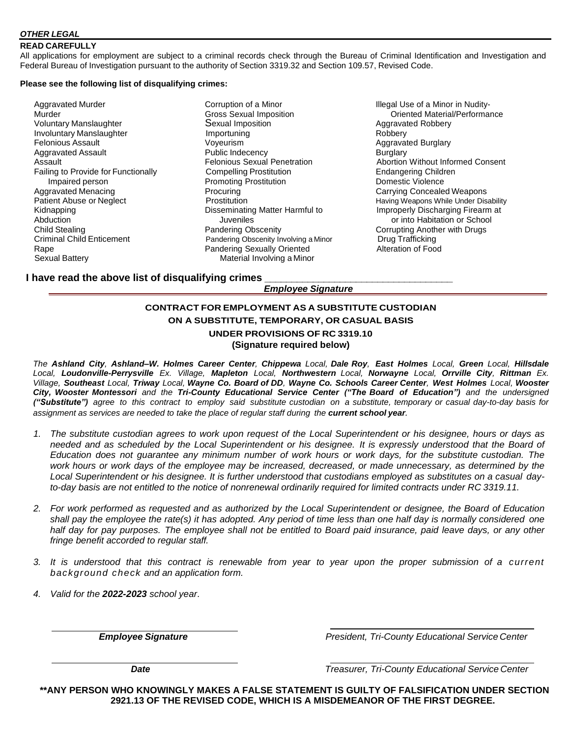***OTHER LEGAL***

**READ CAREFULLY**

All applications for employment are subject to a criminal records check through the Bureau of Criminal Identification and Investigation and Federal Bureau of Investigation pursuant to the authority of Section 3319.32 and Section 109.57, Revised Code.

**Please see the following list of disqualifying crimes:**

Aggravated Murder
Murder
Voluntary Manslaughter
Involuntary Manslaughter
Felonious Assault
Aggravated Assault
Assault
Failing to Provide for Functionally Impaired person
Aggravated Menacing
Patient Abuse or Neglect
Kidnapping
Abduction
Child Stealing
Criminal Child Enticement
Rape
Sexual Battery

Corruption of a Minor
Gross Sexual Imposition
Sexual Imposition
Importuning
Voyeurism
Public Indecency
Felonious Sexual Penetration
Compelling Prostitution
Promoting Prostitution
Procuring
Prostitution
Disseminating Matter Harmful to Juveniles
Pandering Obscenity
Pandering Obscenity Involving a Minor
Pandering Sexually Oriented Material Involving a Minor

Illegal Use of a Minor in Nudity-Oriented Material/Performance
Aggravated Robbery
Robbery
Aggravated Burglary
Burglary
Abortion Without Informed Consent
Endangering Children
Domestic Violence
Carrying Concealed Weapons
Having Weapons While Under Disability
Improperly Discharging Firearm at or into Habitation or School
Corrupting Another with Drugs
Drug Trafficking
Alteration of Food

**I have read the above list of disqualifying crimes** ______________________________

***Employee Signature***

**CONTRACT FOR EMPLOYMENT AS A SUBSTITUTE CUSTODIAN ON A SUBSTITUTE, TEMPORARY, OR CASUAL BASIS UNDER PROVISIONS OF RC 3319.10 (Signature required below)**

*The **Ashland City**, **Ashland–W. Holmes Career Center**, **Chippewa** Local, **Dale Roy**, **East Holmes** Local, **Green** Local, **Hillsdale** Local, **Loudonville-Perrysville** Ex. Village, **Mapleton** Local, **Northwestern** Local, **Norwayne** Local, **Orrville City**, **Rittman** Ex. Village, **Southeast** Local, **Triway** Local, **Wayne Co. Board of DD**, **Wayne Co. Schools Career Center**, **West Holmes** Local, **Wooster City, Wooster Montessori** and the **Tri-County Educational Service Center ("The Board of Education")** and the undersigned **("Substitute")** agree to this contract to employ said substitute custodian on a substitute, temporary or casual day-to-day basis for assignment as services are needed to take the place of regular staff during the **current school year**.*

1. *The substitute custodian agrees to work upon request of the Local Superintendent or his designee, hours or days as needed and as scheduled by the Local Superintendent or his designee. It is expressly understood that the Board of Education does not guarantee any minimum number of work hours or work days, for the substitute custodian. The work hours or work days of the employee may be increased, decreased, or made unnecessary, as determined by the Local Superintendent or his designee. It is further understood that custodians employed as substitutes on a casual day-to-day basis are not entitled to the notice of nonrenewal ordinarily required for limited contracts under RC 3319.11.*

2. *For work performed as requested and as authorized by the Local Superintendent or designee, the Board of Education shall pay the employee the rate(s) it has adopted. Any period of time less than one half day is normally considered one half day for pay purposes. The employee shall not be entitled to Board paid insurance, paid leave days, or any other fringe benefit accorded to regular staff.*

3. *It is understood that this contract is renewable from year to year upon the proper submission of a current background check and an application form.*

4. *Valid for the **2022-2023** school year.*

______________________________
***Employee Signature***

______________________________
*President, Tri-County Educational Service Center*

______________________________
***Date***

______________________________
*Treasurer, Tri-County Educational Service Center*

**\*\*ANY PERSON WHO KNOWINGLY MAKES A FALSE STATEMENT IS GUILTY OF FALSIFICATION UNDER SECTION 2921.13 OF THE REVISED CODE, WHICH IS A MISDEMEANOR OF THE FIRST DEGREE.**